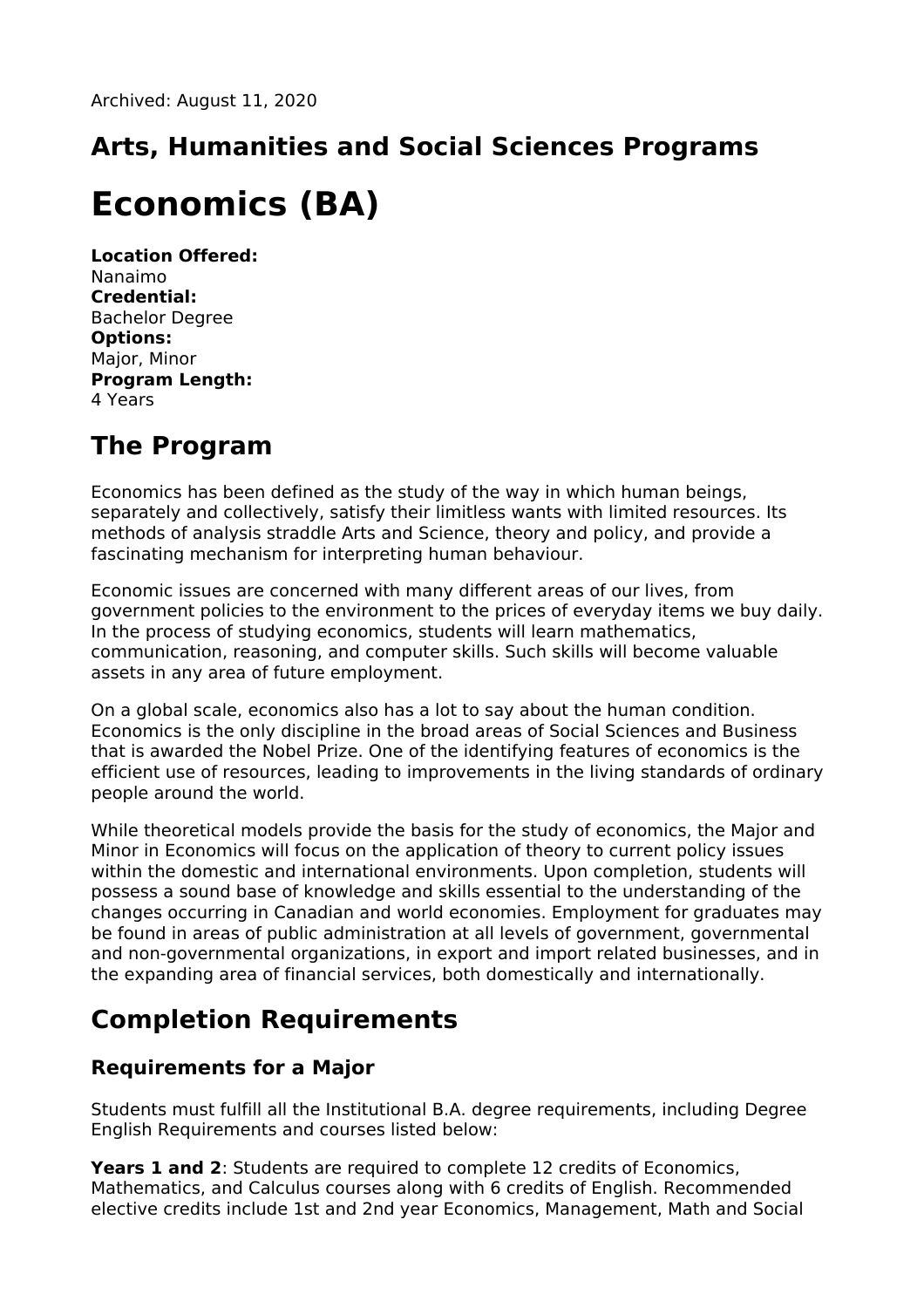Archived: August 11, 2020

## Arts, Humanities and Social Sciences Programs

# Economics (BA)

**Location Offered:**
Nanaimo
**Credential:**
Bachelor Degree
**Options:**
Major, Minor
**Program Length:**
4 Years

## The Program

Economics has been defined as the study of the way in which human beings, separately and collectively, satisfy their limitless wants with limited resources. Its methods of analysis straddle Arts and Science, theory and policy, and provide a fascinating mechanism for interpreting human behaviour.

Economic issues are concerned with many different areas of our lives, from government policies to the environment to the prices of everyday items we buy daily. In the process of studying economics, students will learn mathematics, communication, reasoning, and computer skills. Such skills will become valuable assets in any area of future employment.

On a global scale, economics also has a lot to say about the human condition. Economics is the only discipline in the broad areas of Social Sciences and Business that is awarded the Nobel Prize. One of the identifying features of economics is the efficient use of resources, leading to improvements in the living standards of ordinary people around the world.

While theoretical models provide the basis for the study of economics, the Major and Minor in Economics will focus on the application of theory to current policy issues within the domestic and international environments. Upon completion, students will possess a sound base of knowledge and skills essential to the understanding of the changes occurring in Canadian and world economies. Employment for graduates may be found in areas of public administration at all levels of government, governmental and non-governmental organizations, in export and import related businesses, and in the expanding area of financial services, both domestically and internationally.

## Completion Requirements

### Requirements for a Major

Students must fulfill all the Institutional B.A. degree requirements, including Degree English Requirements and courses listed below:

**Years 1 and 2**: Students are required to complete 12 credits of Economics, Mathematics, and Calculus courses along with 6 credits of English. Recommended elective credits include 1st and 2nd year Economics, Management, Math and Social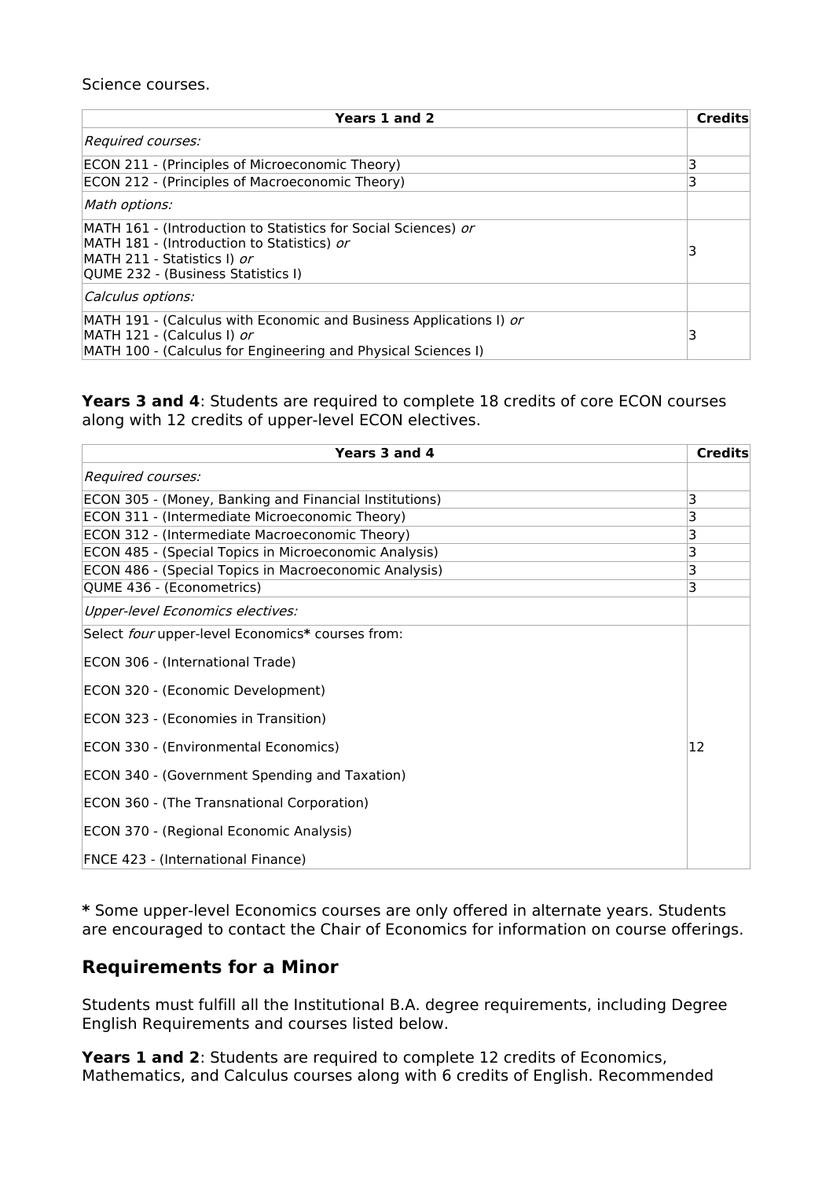Science courses.

| Years 1 and 2 | Credits |
| --- | --- |
| *Required courses:* | |
| ECON 211 - (Principles of Microeconomic Theory) | 3 |
| ECON 212 - (Principles of Macroeconomic Theory) | 3 |
| *Math options:* | |
| MATH 161 - (Introduction to Statistics for Social Sciences) *or*<br>MATH 181 - (Introduction to Statistics) *or*<br>MATH 211 - Statistics I) *or*<br>QUME 232 - (Business Statistics I) | 3 |
| *Calculus options:* | |
| MATH 191 - (Calculus with Economic and Business Applications I) *or*<br>MATH 121 - (Calculus I) *or*<br>MATH 100 - (Calculus for Engineering and Physical Sciences I) | 3 |

**Years 3 and 4**: Students are required to complete 18 credits of core ECON courses along with 12 credits of upper-level ECON electives.

| Years 3 and 4 | Credits |
| --- | --- |
| *Required courses:* | |
| ECON 305 - (Money, Banking and Financial Institutions) | 3 |
| ECON 311 - (Intermediate Microeconomic Theory) | 3 |
| ECON 312 - (Intermediate Macroeconomic Theory) | 3 |
| ECON 485 - (Special Topics in Microeconomic Analysis) | 3 |
| ECON 486 - (Special Topics in Macroeconomic Analysis) | 3 |
| QUME 436 - (Econometrics) | 3 |
| *Upper-level Economics electives:* | |
| Select *four* upper-level Economics**\*** courses from:<br>ECON 306 - (International Trade)<br>ECON 320 - (Economic Development)<br>ECON 323 - (Economies in Transition)<br>ECON 330 - (Environmental Economics)<br>ECON 340 - (Government Spending and Taxation)<br>ECON 360 - (The Transnational Corporation)<br>ECON 370 - (Regional Economic Analysis)<br>FNCE 423 - (International Finance) | 12 |

**\*** Some upper-level Economics courses are only offered in alternate years. Students are encouraged to contact the Chair of Economics for information on course offerings.

## Requirements for a Minor

Students must fulfill all the Institutional B.A. degree requirements, including Degree English Requirements and courses listed below.

**Years 1 and 2**: Students are required to complete 12 credits of Economics, Mathematics, and Calculus courses along with 6 credits of English. Recommended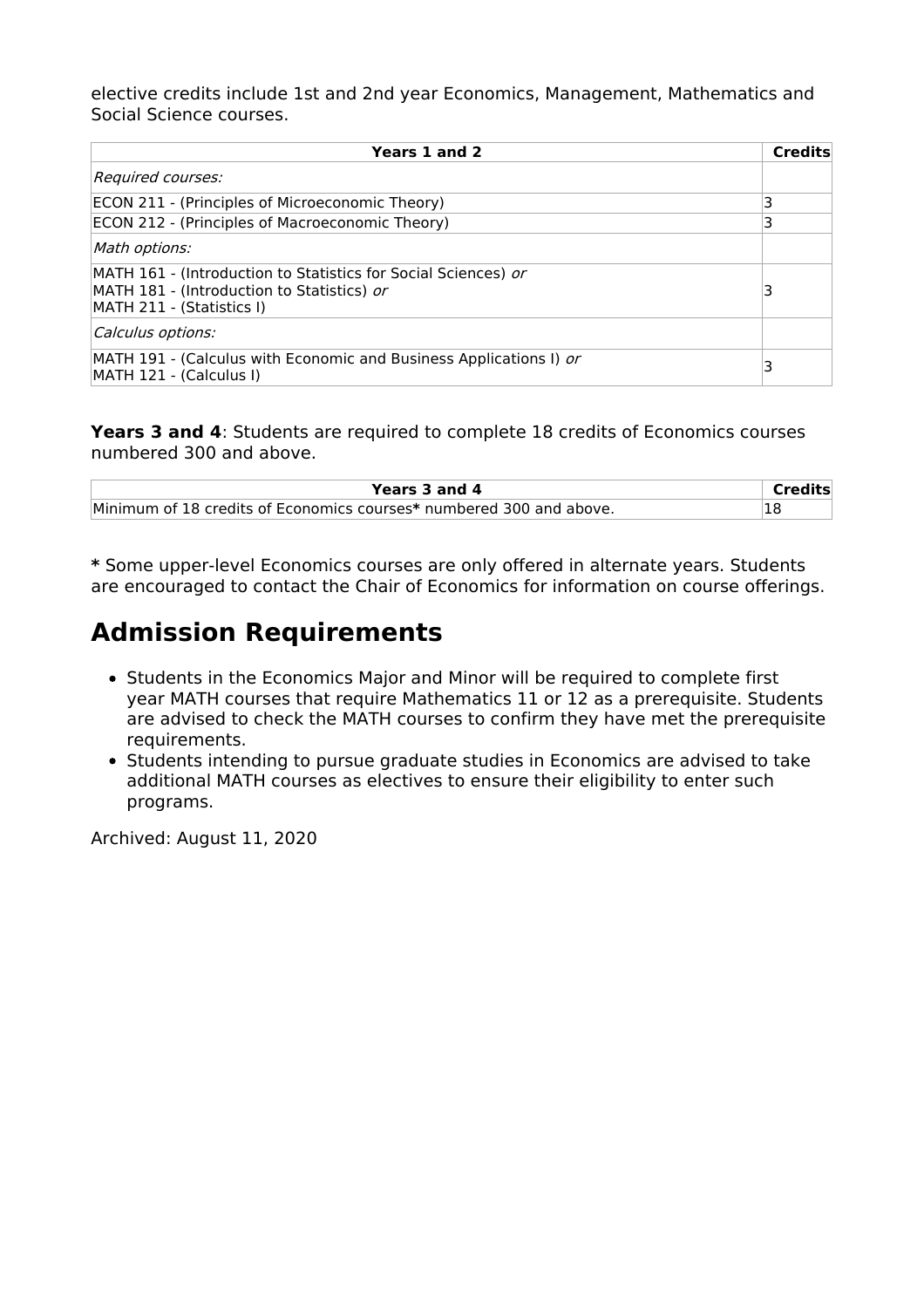elective credits include 1st and 2nd year Economics, Management, Mathematics and Social Science courses.

| Years 1 and 2 | Credits |
|---|---|
| *Required courses:* | |
| ECON 211 - (Principles of Microeconomic Theory) | 3 |
| ECON 212 - (Principles of Macroeconomic Theory) | 3 |
| *Math options:* | |
| MATH 161 - (Introduction to Statistics for Social Sciences) *or* MATH 181 - (Introduction to Statistics) *or* MATH 211 - (Statistics I) | 3 |
| *Calculus options:* | |
| MATH 191 - (Calculus with Economic and Business Applications I) *or* MATH 121 - (Calculus I) | 3 |

**Years 3 and 4**: Students are required to complete 18 credits of Economics courses numbered 300 and above.

| Years 3 and 4 | Credits |
|---|---|
| Minimum of 18 credits of Economics courses**\*** numbered 300 and above. | 18 |

**\*** Some upper-level Economics courses are only offered in alternate years. Students are encouraged to contact the Chair of Economics for information on course offerings.

# Admission Requirements

- Students in the Economics Major and Minor will be required to complete first year MATH courses that require Mathematics 11 or 12 as a prerequisite. Students are advised to check the MATH courses to confirm they have met the prerequisite requirements.
- Students intending to pursue graduate studies in Economics are advised to take additional MATH courses as electives to ensure their eligibility to enter such programs.

Archived: August 11, 2020